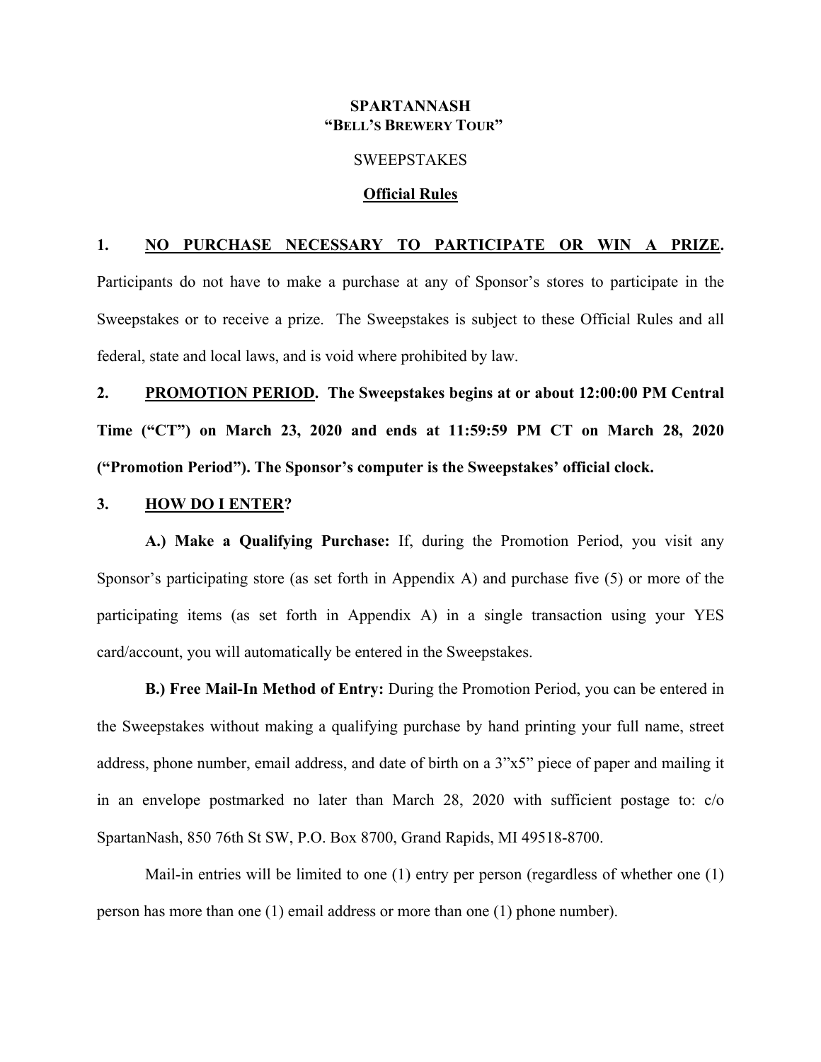# SPARTANNASH
## "BELL'S BREWERY TOUR"

SWEEPSTAKES

**Official Rules**

**1. NO PURCHASE NECESSARY TO PARTICIPATE OR WIN A PRIZE.** Participants do not have to make a purchase at any of Sponsor's stores to participate in the Sweepstakes or to receive a prize. The Sweepstakes is subject to these Official Rules and all federal, state and local laws, and is void where prohibited by law.

**2. PROMOTION PERIOD. The Sweepstakes begins at or about 12:00:00 PM Central Time ("CT") on March 23, 2020 and ends at 11:59:59 PM CT on March 28, 2020 ("Promotion Period"). The Sponsor's computer is the Sweepstakes' official clock.**

**3. HOW DO I ENTER?**

**A.) Make a Qualifying Purchase:** If, during the Promotion Period, you visit any Sponsor's participating store (as set forth in Appendix A) and purchase five (5) or more of the participating items (as set forth in Appendix A) in a single transaction using your YES card/account, you will automatically be entered in the Sweepstakes.

**B.) Free Mail-In Method of Entry:** During the Promotion Period, you can be entered in the Sweepstakes without making a qualifying purchase by hand printing your full name, street address, phone number, email address, and date of birth on a 3"x5" piece of paper and mailing it in an envelope postmarked no later than March 28, 2020 with sufficient postage to: c/o SpartanNash, 850 76th St SW, P.O. Box 8700, Grand Rapids, MI 49518-8700.

Mail-in entries will be limited to one (1) entry per person (regardless of whether one (1) person has more than one (1) email address or more than one (1) phone number).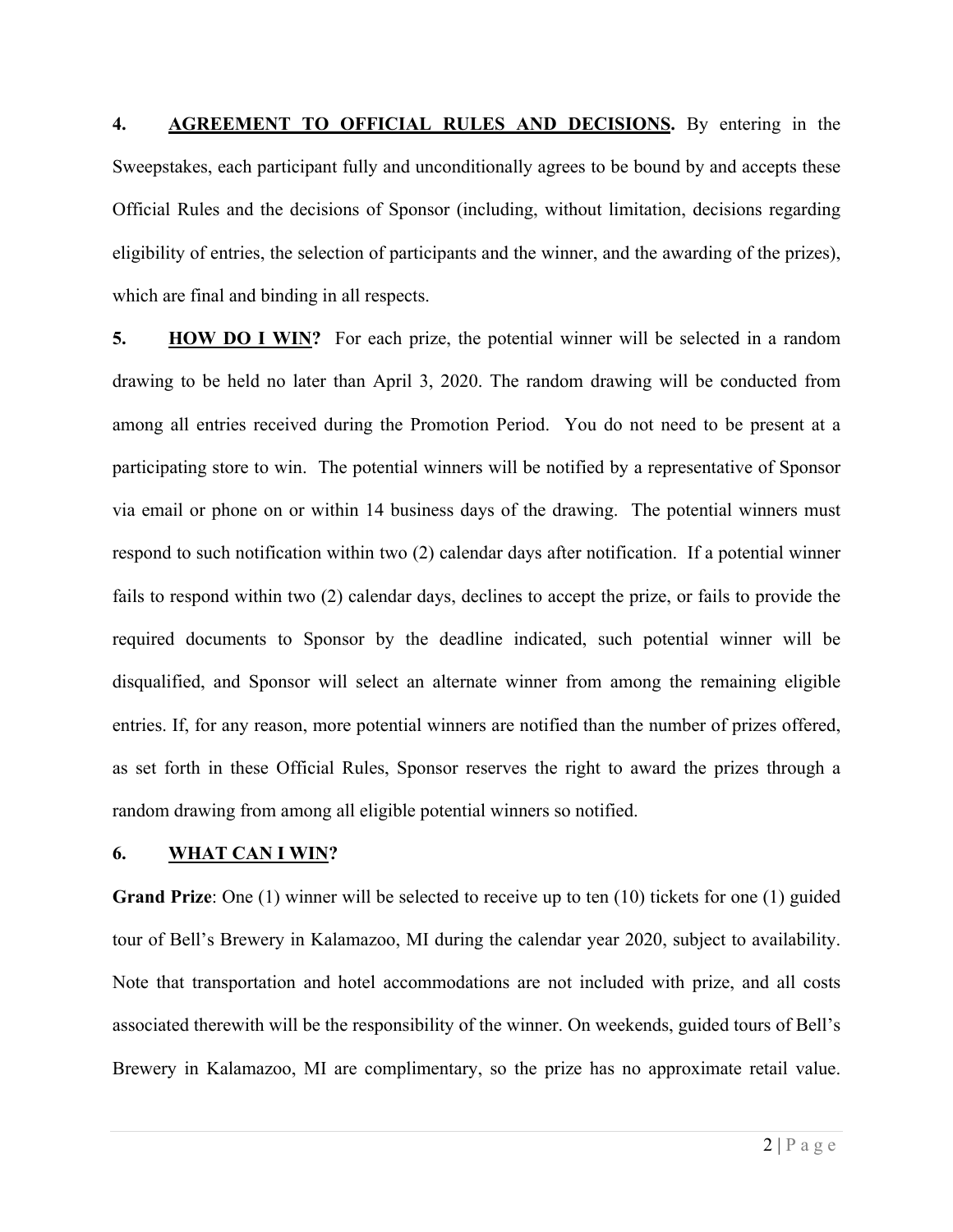**4.** **AGREEMENT TO OFFICIAL RULES AND DECISIONS.** By entering in the Sweepstakes, each participant fully and unconditionally agrees to be bound by and accepts these Official Rules and the decisions of Sponsor (including, without limitation, decisions regarding eligibility of entries, the selection of participants and the winner, and the awarding of the prizes), which are final and binding in all respects.

**5.** **HOW DO I WIN?** For each prize, the potential winner will be selected in a random drawing to be held no later than April 3, 2020. The random drawing will be conducted from among all entries received during the Promotion Period. You do not need to be present at a participating store to win. The potential winners will be notified by a representative of Sponsor via email or phone on or within 14 business days of the drawing. The potential winners must respond to such notification within two (2) calendar days after notification. If a potential winner fails to respond within two (2) calendar days, declines to accept the prize, or fails to provide the required documents to Sponsor by the deadline indicated, such potential winner will be disqualified, and Sponsor will select an alternate winner from among the remaining eligible entries. If, for any reason, more potential winners are notified than the number of prizes offered, as set forth in these Official Rules, Sponsor reserves the right to award the prizes through a random drawing from among all eligible potential winners so notified.

**6.** **WHAT CAN I WIN?**

**Grand Prize**: One (1) winner will be selected to receive up to ten (10) tickets for one (1) guided tour of Bell's Brewery in Kalamazoo, MI during the calendar year 2020, subject to availability. Note that transportation and hotel accommodations are not included with prize, and all costs associated therewith will be the responsibility of the winner. On weekends, guided tours of Bell's Brewery in Kalamazoo, MI are complimentary, so the prize has no approximate retail value.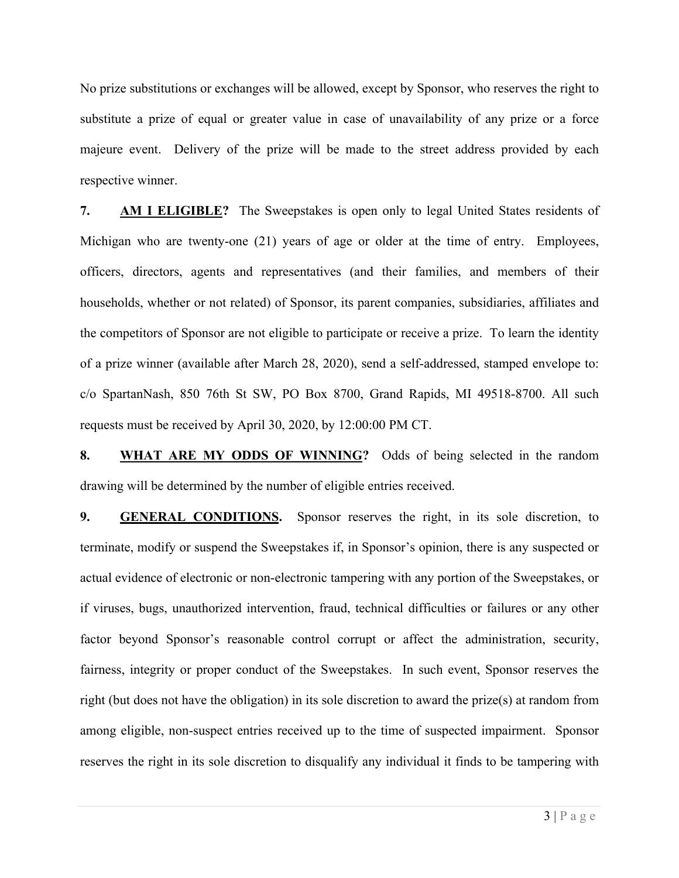No prize substitutions or exchanges will be allowed, except by Sponsor, who reserves the right to substitute a prize of equal or greater value in case of unavailability of any prize or a force majeure event. Delivery of the prize will be made to the street address provided by each respective winner.

**7. <u>AM I ELIGIBLE</u>?** The Sweepstakes is open only to legal United States residents of Michigan who are twenty-one (21) years of age or older at the time of entry. Employees, officers, directors, agents and representatives (and their families, and members of their households, whether or not related) of Sponsor, its parent companies, subsidiaries, affiliates and the competitors of Sponsor are not eligible to participate or receive a prize. To learn the identity of a prize winner (available after March 28, 2020), send a self-addressed, stamped envelope to: c/o SpartanNash, 850 76th St SW, PO Box 8700, Grand Rapids, MI 49518-8700. All such requests must be received by April 30, 2020, by 12:00:00 PM CT.

**8. <u>WHAT ARE MY ODDS OF WINNING</u>?** Odds of being selected in the random drawing will be determined by the number of eligible entries received.

**9. <u>GENERAL CONDITIONS</u>.** Sponsor reserves the right, in its sole discretion, to terminate, modify or suspend the Sweepstakes if, in Sponsor's opinion, there is any suspected or actual evidence of electronic or non-electronic tampering with any portion of the Sweepstakes, or if viruses, bugs, unauthorized intervention, fraud, technical difficulties or failures or any other factor beyond Sponsor's reasonable control corrupt or affect the administration, security, fairness, integrity or proper conduct of the Sweepstakes. In such event, Sponsor reserves the right (but does not have the obligation) in its sole discretion to award the prize(s) at random from among eligible, non-suspect entries received up to the time of suspected impairment. Sponsor reserves the right in its sole discretion to disqualify any individual it finds to be tampering with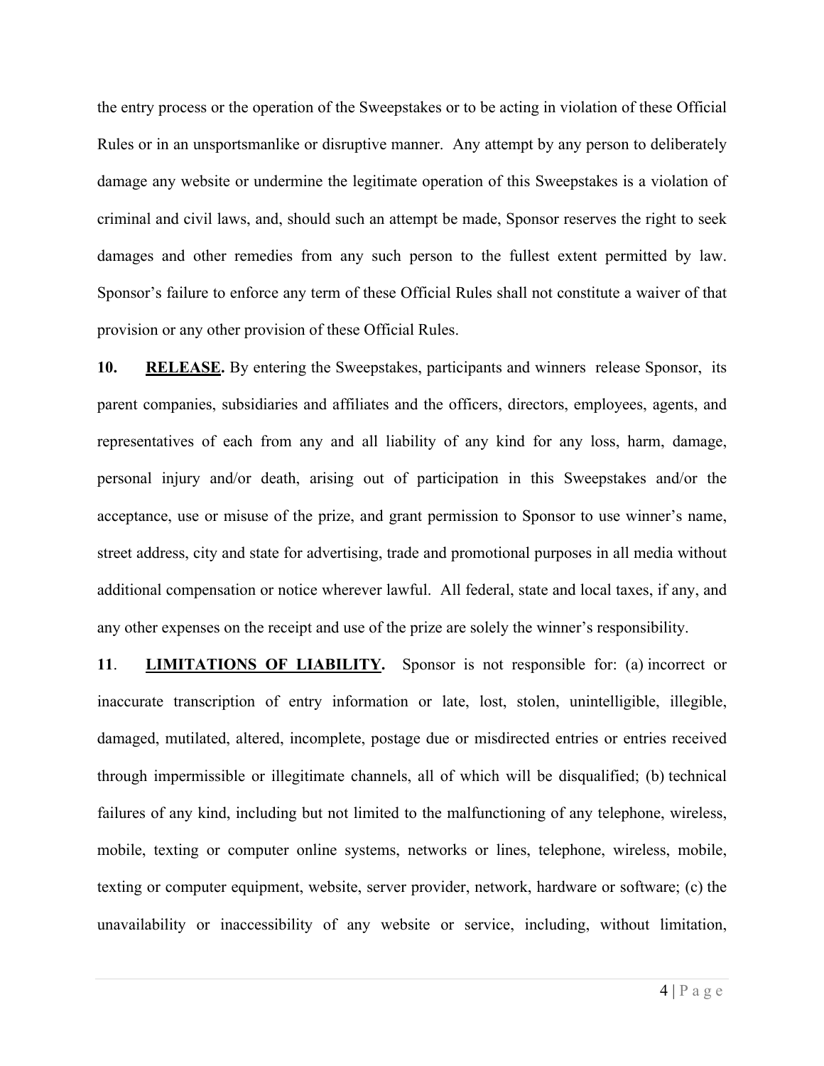the entry process or the operation of the Sweepstakes or to be acting in violation of these Official Rules or in an unsportsmanlike or disruptive manner. Any attempt by any person to deliberately damage any website or undermine the legitimate operation of this Sweepstakes is a violation of criminal and civil laws, and, should such an attempt be made, Sponsor reserves the right to seek damages and other remedies from any such person to the fullest extent permitted by law. Sponsor's failure to enforce any term of these Official Rules shall not constitute a waiver of that provision or any other provision of these Official Rules.

**10. RELEASE.** By entering the Sweepstakes, participants and winners release Sponsor, its parent companies, subsidiaries and affiliates and the officers, directors, employees, agents, and representatives of each from any and all liability of any kind for any loss, harm, damage, personal injury and/or death, arising out of participation in this Sweepstakes and/or the acceptance, use or misuse of the prize, and grant permission to Sponsor to use winner's name, street address, city and state for advertising, trade and promotional purposes in all media without additional compensation or notice wherever lawful. All federal, state and local taxes, if any, and any other expenses on the receipt and use of the prize are solely the winner's responsibility.

**11. LIMITATIONS OF LIABILITY.** Sponsor is not responsible for: (a) incorrect or inaccurate transcription of entry information or late, lost, stolen, unintelligible, illegible, damaged, mutilated, altered, incomplete, postage due or misdirected entries or entries received through impermissible or illegitimate channels, all of which will be disqualified; (b) technical failures of any kind, including but not limited to the malfunctioning of any telephone, wireless, mobile, texting or computer online systems, networks or lines, telephone, wireless, mobile, texting or computer equipment, website, server provider, network, hardware or software; (c) the unavailability or inaccessibility of any website or service, including, without limitation,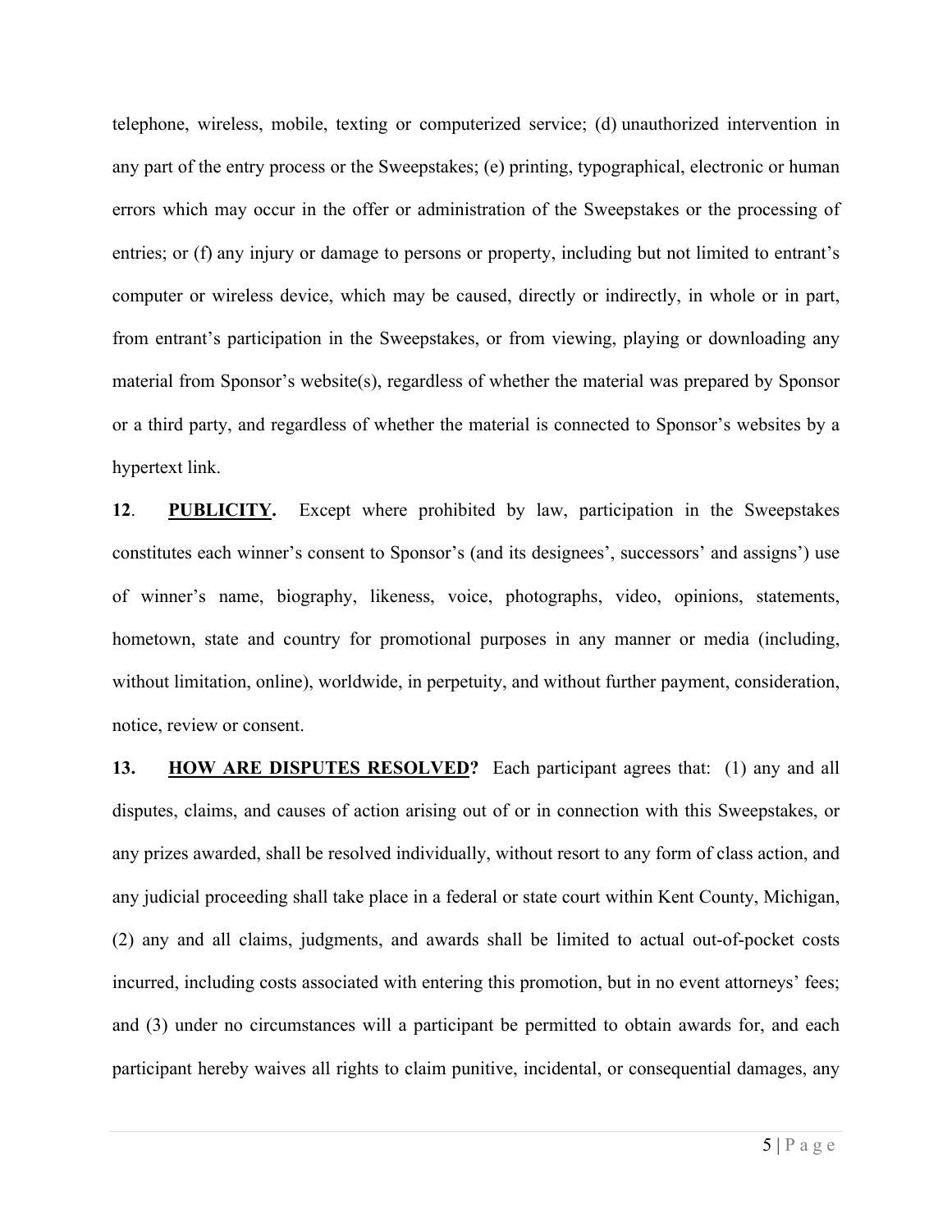telephone, wireless, mobile, texting or computerized service; (d) unauthorized intervention in any part of the entry process or the Sweepstakes; (e) printing, typographical, electronic or human errors which may occur in the offer or administration of the Sweepstakes or the processing of entries; or (f) any injury or damage to persons or property, including but not limited to entrant's computer or wireless device, which may be caused, directly or indirectly, in whole or in part, from entrant's participation in the Sweepstakes, or from viewing, playing or downloading any material from Sponsor's website(s), regardless of whether the material was prepared by Sponsor or a third party, and regardless of whether the material is connected to Sponsor's websites by a hypertext link.

**12**. **PUBLICITY.** Except where prohibited by law, participation in the Sweepstakes constitutes each winner's consent to Sponsor's (and its designees', successors' and assigns') use of winner's name, biography, likeness, voice, photographs, video, opinions, statements, hometown, state and country for promotional purposes in any manner or media (including, without limitation, online), worldwide, in perpetuity, and without further payment, consideration, notice, review or consent.

**13.** **HOW ARE DISPUTES RESOLVED?** Each participant agrees that: (1) any and all disputes, claims, and causes of action arising out of or in connection with this Sweepstakes, or any prizes awarded, shall be resolved individually, without resort to any form of class action, and any judicial proceeding shall take place in a federal or state court within Kent County, Michigan, (2) any and all claims, judgments, and awards shall be limited to actual out-of-pocket costs incurred, including costs associated with entering this promotion, but in no event attorneys' fees; and (3) under no circumstances will a participant be permitted to obtain awards for, and each participant hereby waives all rights to claim punitive, incidental, or consequential damages, any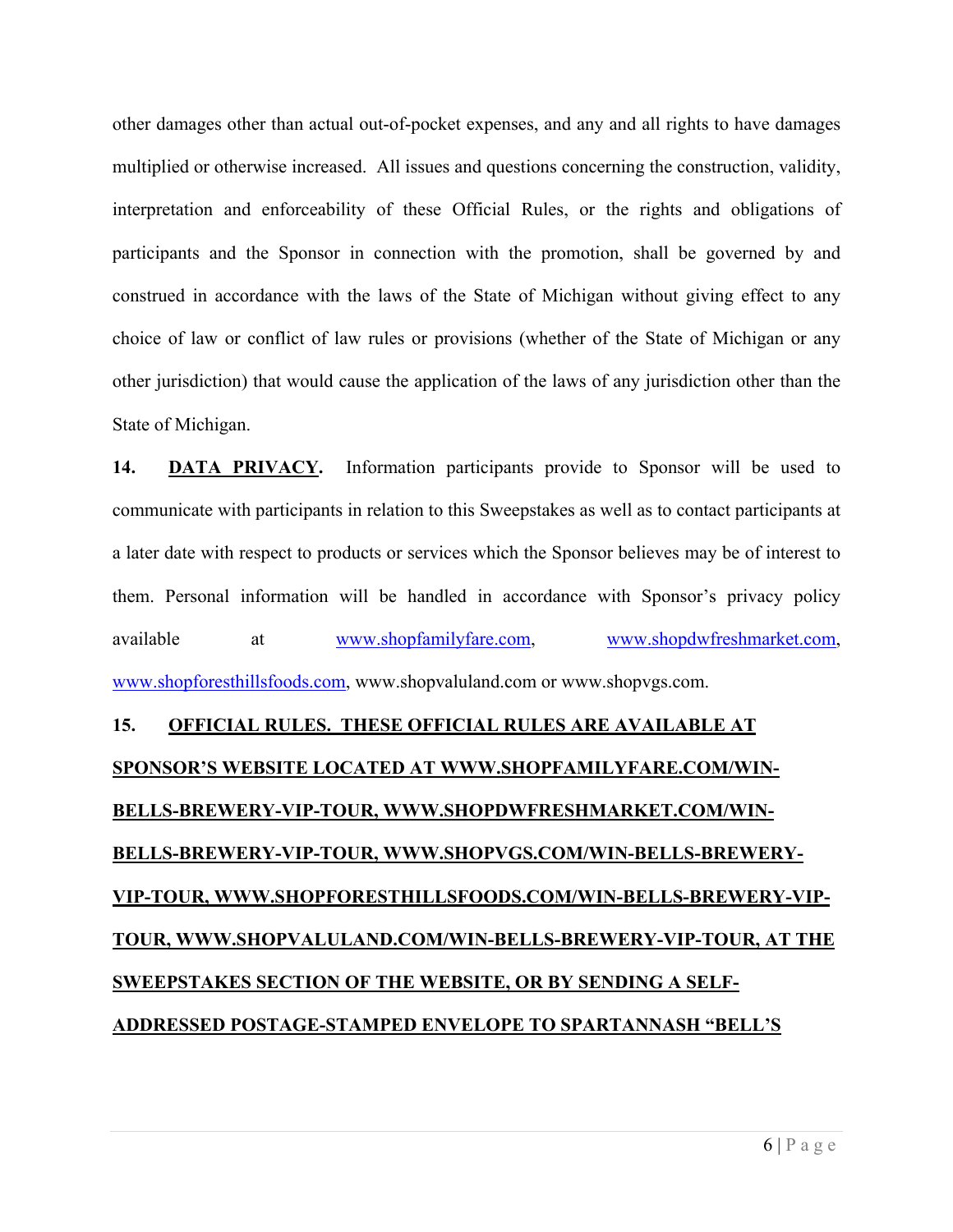other damages other than actual out-of-pocket expenses, and any and all rights to have damages multiplied or otherwise increased. All issues and questions concerning the construction, validity, interpretation and enforceability of these Official Rules, or the rights and obligations of participants and the Sponsor in connection with the promotion, shall be governed by and construed in accordance with the laws of the State of Michigan without giving effect to any choice of law or conflict of law rules or provisions (whether of the State of Michigan or any other jurisdiction) that would cause the application of the laws of any jurisdiction other than the State of Michigan.

**14. DATA PRIVACY.** Information participants provide to Sponsor will be used to communicate with participants in relation to this Sweepstakes as well as to contact participants at a later date with respect to products or services which the Sponsor believes may be of interest to them. Personal information will be handled in accordance with Sponsor's privacy policy available at www.shopfamilyfare.com, www.shopdwfreshmarket.com, www.shopforesthillsfoods.com, www.shopvaluland.com or www.shopvgs.com.

**15. OFFICIAL RULES. THESE OFFICIAL RULES ARE AVAILABLE AT SPONSOR'S WEBSITE LOCATED AT WWW.SHOPFAMILYFARE.COM/WIN-BELLS-BREWERY-VIP-TOUR, WWW.SHOPDWFRESHMARKET.COM/WIN-BELLS-BREWERY-VIP-TOUR, WWW.SHOPVGS.COM/WIN-BELLS-BREWERY-VIP-TOUR, WWW.SHOPFORESTHILLSFOODS.COM/WIN-BELLS-BREWERY-VIP-TOUR, WWW.SHOPVALULAND.COM/WIN-BELLS-BREWERY-VIP-TOUR, AT THE SWEEPSTAKES SECTION OF THE WEBSITE, OR BY SENDING A SELF-ADDRESSED POSTAGE-STAMPED ENVELOPE TO SPARTANNASH "BELL'S**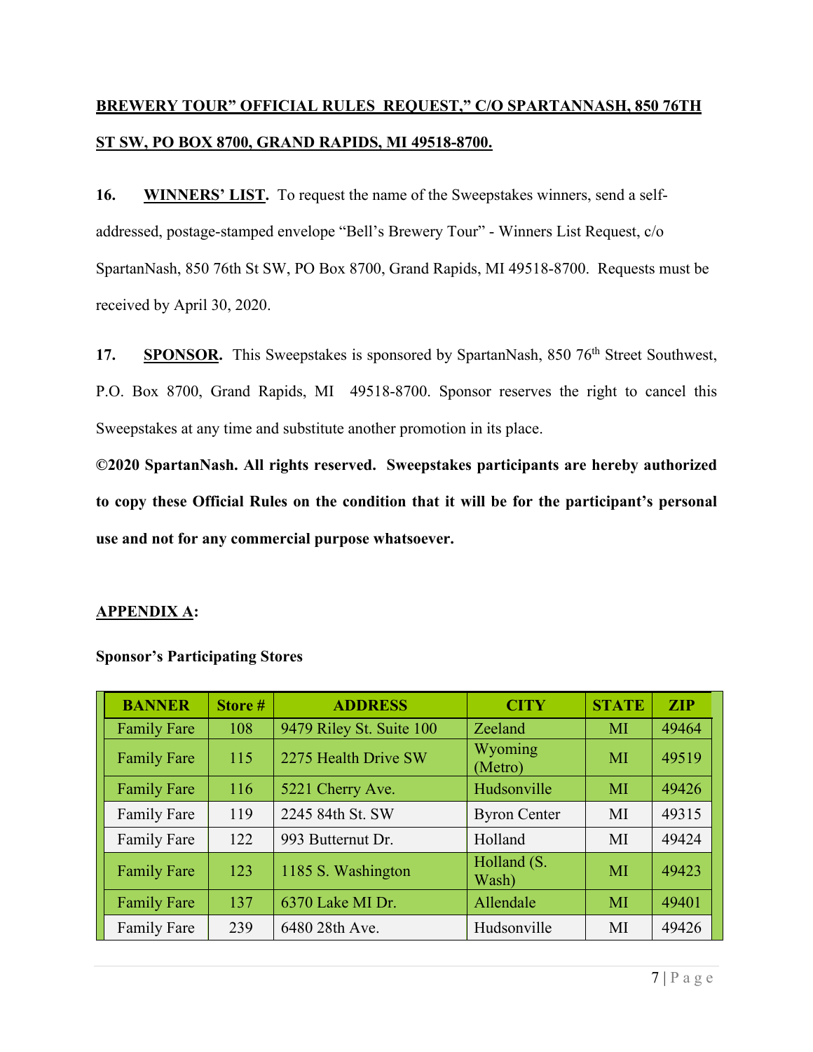**<u>BREWERY TOUR" OFFICIAL RULES REQUEST," C/O SPARTANNASH, 850 76TH ST SW, PO BOX 8700, GRAND RAPIDS, MI 49518-8700.</u>**

**16. <u>WINNERS' LIST</u>.** To request the name of the Sweepstakes winners, send a self-addressed, postage-stamped envelope "Bell's Brewery Tour" - Winners List Request, c/o SpartanNash, 850 76th St SW, PO Box 8700, Grand Rapids, MI 49518-8700. Requests must be received by April 30, 2020.

**17. <u>SPONSOR</u>.** This Sweepstakes is sponsored by SpartanNash, 850 76th Street Southwest, P.O. Box 8700, Grand Rapids, MI 49518-8700. Sponsor reserves the right to cancel this Sweepstakes at any time and substitute another promotion in its place.

**©2020 SpartanNash. All rights reserved. Sweepstakes participants are hereby authorized to copy these Official Rules on the condition that it will be for the participant's personal use and not for any commercial purpose whatsoever.**

**<u>APPENDIX A</u>:**

**Sponsor's Participating Stores**

| BANNER | Store # | ADDRESS | CITY | STATE | ZIP |
|---|---|---|---|---|---|
| Family Fare | 108 | 9479 Riley St. Suite 100 | Zeeland | MI | 49464 |
| Family Fare | 115 | 2275 Health Drive SW | Wyoming (Metro) | MI | 49519 |
| Family Fare | 116 | 5221 Cherry Ave. | Hudsonville | MI | 49426 |
| Family Fare | 119 | 2245 84th St. SW | Byron Center | MI | 49315 |
| Family Fare | 122 | 993 Butternut Dr. | Holland | MI | 49424 |
| Family Fare | 123 | 1185 S. Washington | Holland (S. Wash) | MI | 49423 |
| Family Fare | 137 | 6370 Lake MI Dr. | Allendale | MI | 49401 |
| Family Fare | 239 | 6480 28th Ave. | Hudsonville | MI | 49426 |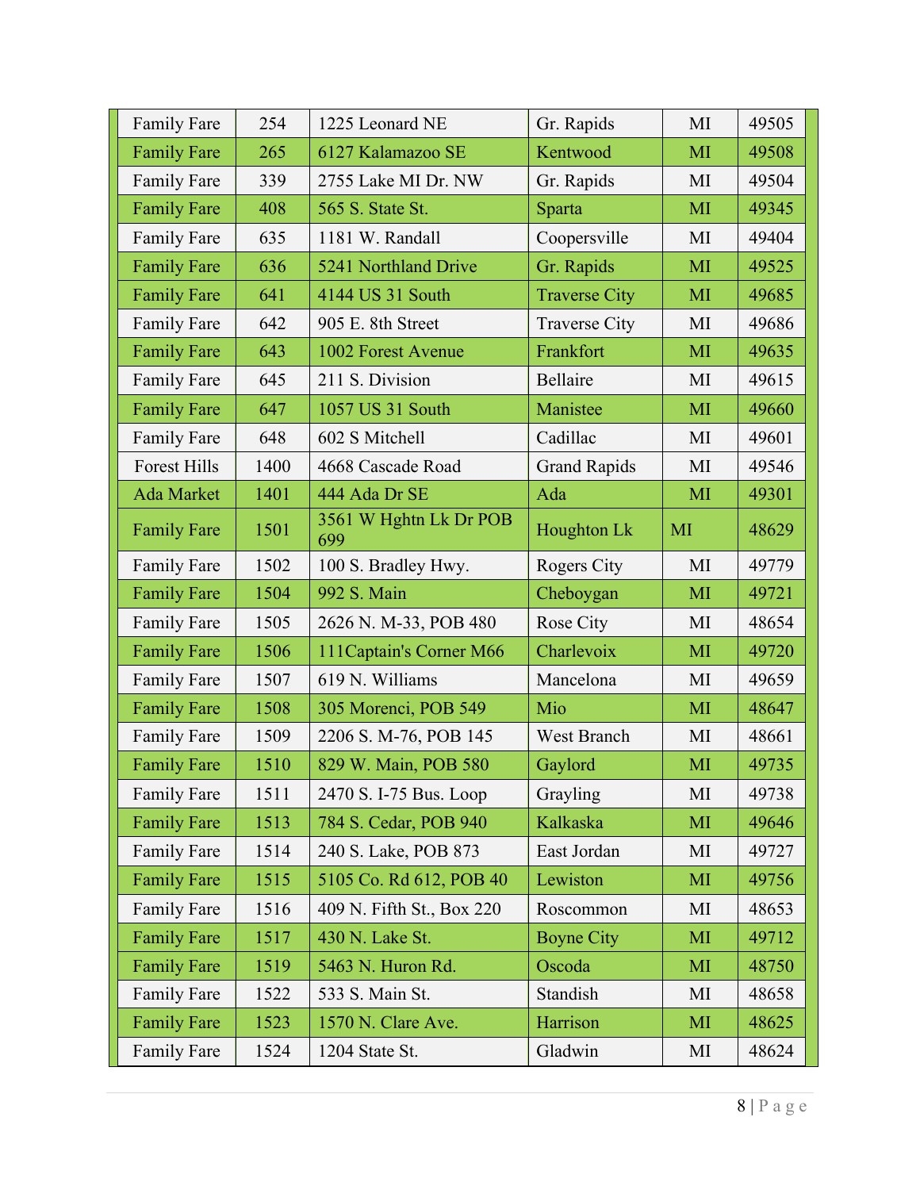| Family Fare | 254 | 1225 Leonard NE | Gr. Rapids | MI | 49505 |
|---|---|---|---|---|---|
| Family Fare | 265 | 6127 Kalamazoo SE | Kentwood | MI | 49508 |
| Family Fare | 339 | 2755 Lake MI Dr. NW | Gr. Rapids | MI | 49504 |
| Family Fare | 408 | 565 S. State St. | Sparta | MI | 49345 |
| Family Fare | 635 | 1181 W. Randall | Coopersville | MI | 49404 |
| Family Fare | 636 | 5241 Northland Drive | Gr. Rapids | MI | 49525 |
| Family Fare | 641 | 4144 US 31 South | Traverse City | MI | 49685 |
| Family Fare | 642 | 905 E. 8th Street | Traverse City | MI | 49686 |
| Family Fare | 643 | 1002 Forest Avenue | Frankfort | MI | 49635 |
| Family Fare | 645 | 211 S. Division | Bellaire | MI | 49615 |
| Family Fare | 647 | 1057 US 31 South | Manistee | MI | 49660 |
| Family Fare | 648 | 602 S Mitchell | Cadillac | MI | 49601 |
| Forest Hills | 1400 | 4668 Cascade Road | Grand Rapids | MI | 49546 |
| Ada Market | 1401 | 444 Ada Dr SE | Ada | MI | 49301 |
| Family Fare | 1501 | 3561 W Hghtn Lk Dr POB 699 | Houghton Lk | MI | 48629 |
| Family Fare | 1502 | 100 S. Bradley Hwy. | Rogers City | MI | 49779 |
| Family Fare | 1504 | 992 S. Main | Cheboygan | MI | 49721 |
| Family Fare | 1505 | 2626 N. M-33, POB 480 | Rose City | MI | 48654 |
| Family Fare | 1506 | 111Captain's Corner M66 | Charlevoix | MI | 49720 |
| Family Fare | 1507 | 619 N. Williams | Mancelona | MI | 49659 |
| Family Fare | 1508 | 305 Morenci, POB 549 | Mio | MI | 48647 |
| Family Fare | 1509 | 2206 S. M-76, POB 145 | West Branch | MI | 48661 |
| Family Fare | 1510 | 829 W. Main, POB 580 | Gaylord | MI | 49735 |
| Family Fare | 1511 | 2470 S. I-75 Bus. Loop | Grayling | MI | 49738 |
| Family Fare | 1513 | 784 S. Cedar, POB 940 | Kalkaska | MI | 49646 |
| Family Fare | 1514 | 240 S. Lake, POB 873 | East Jordan | MI | 49727 |
| Family Fare | 1515 | 5105 Co. Rd 612, POB 40 | Lewiston | MI | 49756 |
| Family Fare | 1516 | 409 N. Fifth St., Box 220 | Roscommon | MI | 48653 |
| Family Fare | 1517 | 430 N. Lake St. | Boyne City | MI | 49712 |
| Family Fare | 1519 | 5463 N. Huron Rd. | Oscoda | MI | 48750 |
| Family Fare | 1522 | 533 S. Main St. | Standish | MI | 48658 |
| Family Fare | 1523 | 1570 N. Clare Ave. | Harrison | MI | 48625 |
| Family Fare | 1524 | 1204 State St. | Gladwin | MI | 48624 |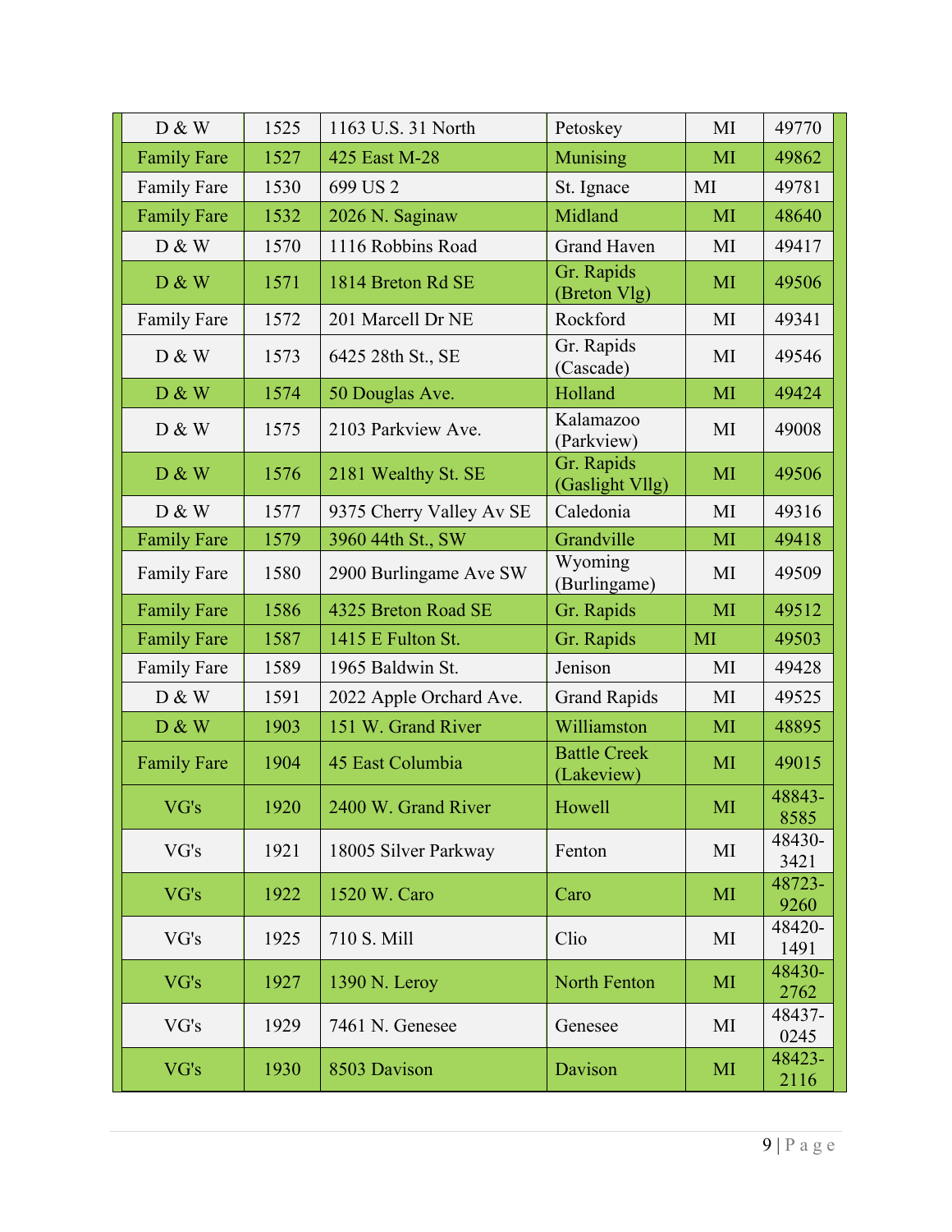| D & W | 1525 | 1163 U.S. 31 North | Petoskey | MI | 49770 |
|---|---|---|---|---|---|
| Family Fare | 1527 | 425 East M-28 | Munising | MI | 49862 |
| Family Fare | 1530 | 699 US 2 | St. Ignace | MI | 49781 |
| Family Fare | 1532 | 2026 N. Saginaw | Midland | MI | 48640 |
| D & W | 1570 | 1116 Robbins Road | Grand Haven | MI | 49417 |
| D & W | 1571 | 1814 Breton Rd SE | Gr. Rapids (Breton Vlg) | MI | 49506 |
| Family Fare | 1572 | 201 Marcell Dr NE | Rockford | MI | 49341 |
| D & W | 1573 | 6425 28th St., SE | Gr. Rapids (Cascade) | MI | 49546 |
| D & W | 1574 | 50 Douglas Ave. | Holland | MI | 49424 |
| D & W | 1575 | 2103 Parkview Ave. | Kalamazoo (Parkview) | MI | 49008 |
| D & W | 1576 | 2181 Wealthy St. SE | Gr. Rapids (Gaslight Vllg) | MI | 49506 |
| D & W | 1577 | 9375 Cherry Valley Av SE | Caledonia | MI | 49316 |
| Family Fare | 1579 | 3960 44th St., SW | Grandville | MI | 49418 |
| Family Fare | 1580 | 2900 Burlingame Ave SW | Wyoming (Burlingame) | MI | 49509 |
| Family Fare | 1586 | 4325 Breton Road SE | Gr. Rapids | MI | 49512 |
| Family Fare | 1587 | 1415 E Fulton St. | Gr. Rapids | MI | 49503 |
| Family Fare | 1589 | 1965 Baldwin St. | Jenison | MI | 49428 |
| D & W | 1591 | 2022 Apple Orchard Ave. | Grand Rapids | MI | 49525 |
| D & W | 1903 | 151 W. Grand River | Williamston | MI | 48895 |
| Family Fare | 1904 | 45 East Columbia | Battle Creek (Lakeview) | MI | 49015 |
| VG's | 1920 | 2400 W. Grand River | Howell | MI | 48843-8585 |
| VG's | 1921 | 18005 Silver Parkway | Fenton | MI | 48430-3421 |
| VG's | 1922 | 1520 W. Caro | Caro | MI | 48723-9260 |
| VG's | 1925 | 710 S. Mill | Clio | MI | 48420-1491 |
| VG's | 1927 | 1390 N. Leroy | North Fenton | MI | 48430-2762 |
| VG's | 1929 | 7461 N. Genesee | Genesee | MI | 48437-0245 |
| VG's | 1930 | 8503 Davison | Davison | MI | 48423-2116 |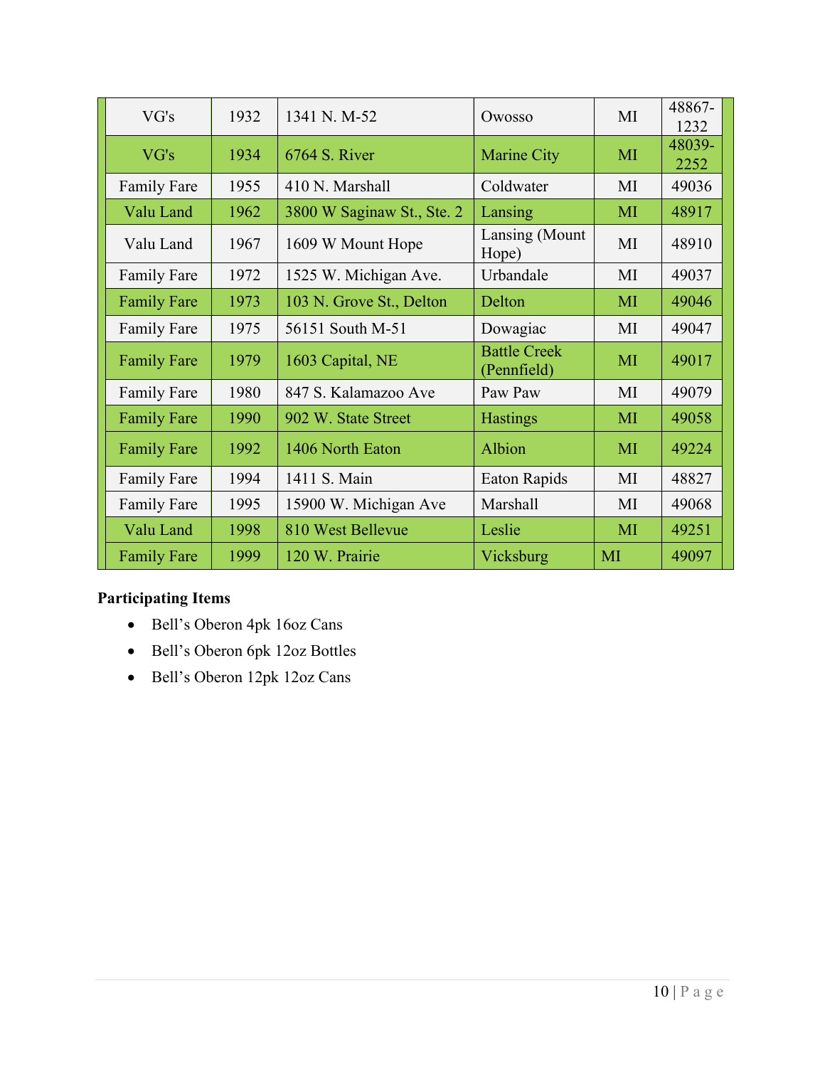| | | | | | |
|---|---|---|---|---|---|
| VG's | 1932 | 1341 N. M-52 | Owosso | MI | 48867-1232 |
| VG's | 1934 | 6764 S. River | Marine City | MI | 48039-2252 |
| Family Fare | 1955 | 410 N. Marshall | Coldwater | MI | 49036 |
| Valu Land | 1962 | 3800 W Saginaw St., Ste. 2 | Lansing | MI | 48917 |
| Valu Land | 1967 | 1609 W Mount Hope | Lansing (Mount Hope) | MI | 48910 |
| Family Fare | 1972 | 1525 W. Michigan Ave. | Urbandale | MI | 49037 |
| Family Fare | 1973 | 103 N. Grove St., Delton | Delton | MI | 49046 |
| Family Fare | 1975 | 56151 South M-51 | Dowagiac | MI | 49047 |
| Family Fare | 1979 | 1603 Capital, NE | Battle Creek (Pennfield) | MI | 49017 |
| Family Fare | 1980 | 847 S. Kalamazoo Ave | Paw Paw | MI | 49079 |
| Family Fare | 1990 | 902 W. State Street | Hastings | MI | 49058 |
| Family Fare | 1992 | 1406 North Eaton | Albion | MI | 49224 |
| Family Fare | 1994 | 1411 S. Main | Eaton Rapids | MI | 48827 |
| Family Fare | 1995 | 15900 W. Michigan Ave | Marshall | MI | 49068 |
| Valu Land | 1998 | 810 West Bellevue | Leslie | MI | 49251 |
| Family Fare | 1999 | 120 W. Prairie | Vicksburg | MI | 49097 |

**Participating Items**

- Bell's Oberon 4pk 16oz Cans
- Bell's Oberon 6pk 12oz Bottles
- Bell's Oberon 12pk 12oz Cans